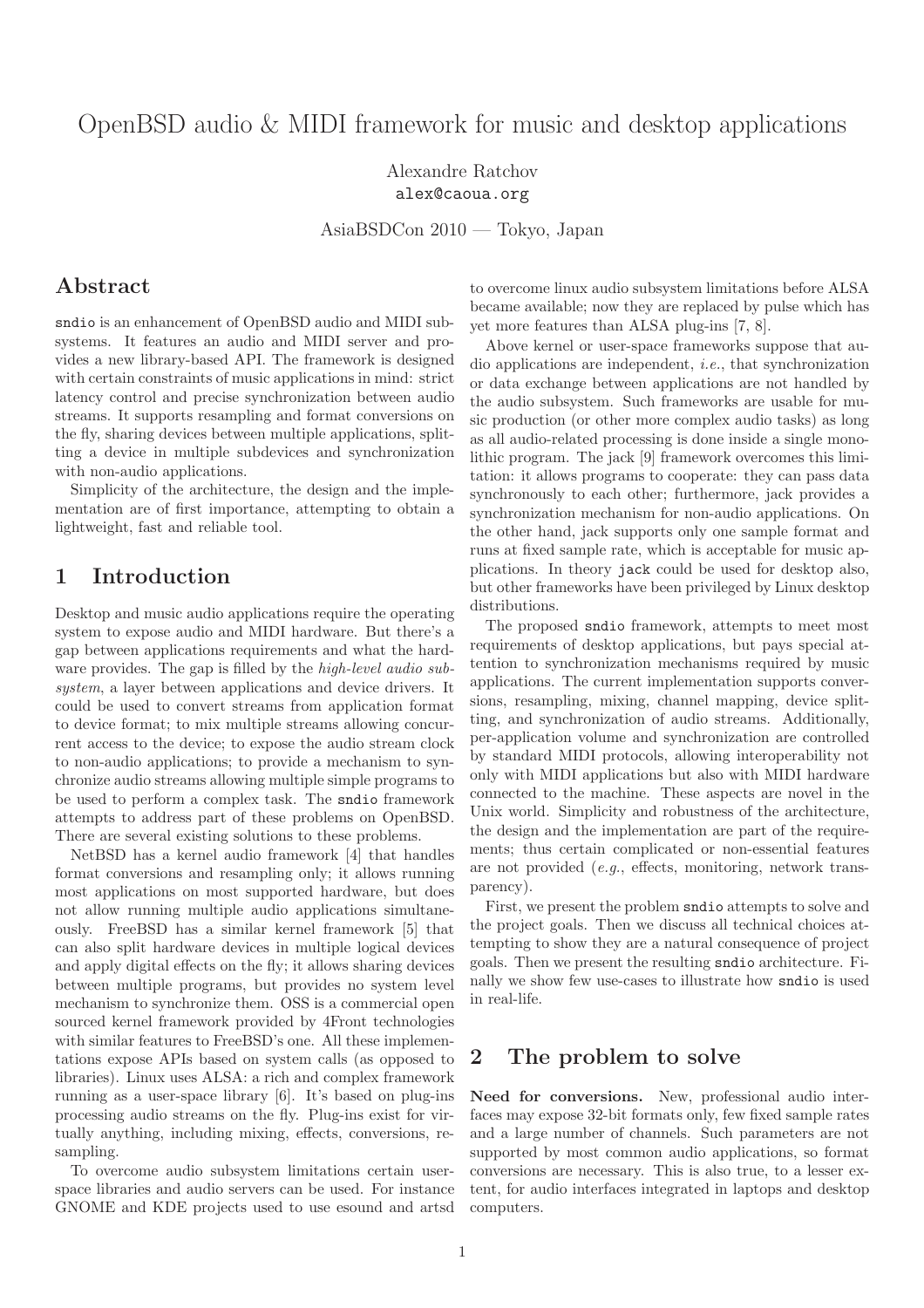# OpenBSD audio & MIDI framework for music and desktop applications

Alexandre Ratchov
alex@caoua.org

AsiaBSDCon 2010 — Tokyo, Japan

## Abstract

sndio is an enhancement of OpenBSD audio and MIDI subsystems. It features an audio and MIDI server and provides a new library-based API. The framework is designed with certain constraints of music applications in mind: strict latency control and precise synchronization between audio streams. It supports resampling and format conversions on the fly, sharing devices between multiple applications, splitting a device in multiple subdevices and synchronization with non-audio applications.

Simplicity of the architecture, the design and the implementation are of first importance, attempting to obtain a lightweight, fast and reliable tool.

## 1 Introduction

Desktop and music audio applications require the operating system to expose audio and MIDI hardware. But there's a gap between applications requirements and what the hardware provides. The gap is filled by the *high-level audio subsystem*, a layer between applications and device drivers. It could be used to convert streams from application format to device format; to mix multiple streams allowing concurrent access to the device; to expose the audio stream clock to non-audio applications; to provide a mechanism to synchronize audio streams allowing multiple simple programs to be used to perform a complex task. The sndio framework attempts to address part of these problems on OpenBSD. There are several existing solutions to these problems.

NetBSD has a kernel audio framework [4] that handles format conversions and resampling only; it allows running most applications on most supported hardware, but does not allow running multiple audio applications simultaneously. FreeBSD has a similar kernel framework [5] that can also split hardware devices in multiple logical devices and apply digital effects on the fly; it allows sharing devices between multiple programs, but provides no system level mechanism to synchronize them. OSS is a commercial open sourced kernel framework provided by 4Front technologies with similar features to FreeBSD's one. All these implementations expose APIs based on system calls (as opposed to libraries). Linux uses ALSA: a rich and complex framework running as a user-space library [6]. It's based on plug-ins processing audio streams on the fly. Plug-ins exist for virtually anything, including mixing, effects, conversions, resampling.

To overcome audio subsystem limitations certain user-space libraries and audio servers can be used. For instance GNOME and KDE projects used to use esound and artsd to overcome linux audio subsystem limitations before ALSA became available; now they are replaced by pulse which has yet more features than ALSA plug-ins [7, 8].

Above kernel or user-space frameworks suppose that audio applications are independent, *i.e.*, that synchronization or data exchange between applications are not handled by the audio subsystem. Such frameworks are usable for music production (or other more complex audio tasks) as long as all audio-related processing is done inside a single monolithic program. The jack [9] framework overcomes this limitation: it allows programs to cooperate: they can pass data synchronously to each other; furthermore, jack provides a synchronization mechanism for non-audio applications. On the other hand, jack supports only one sample format and runs at fixed sample rate, which is acceptable for music applications. In theory jack could be used for desktop also, but other frameworks have been privileged by Linux desktop distributions.

The proposed sndio framework, attempts to meet most requirements of desktop applications, but pays special attention to synchronization mechanisms required by music applications. The current implementation supports conversions, resampling, mixing, channel mapping, device splitting, and synchronization of audio streams. Additionally, per-application volume and synchronization are controlled by standard MIDI protocols, allowing interoperability not only with MIDI applications but also with MIDI hardware connected to the machine. These aspects are novel in the Unix world. Simplicity and robustness of the architecture, the design and the implementation are part of the requirements; thus certain complicated or non-essential features are not provided (*e.g.*, effects, monitoring, network transparency).

First, we present the problem sndio attempts to solve and the project goals. Then we discuss all technical choices attempting to show they are a natural consequence of project goals. Then we present the resulting sndio architecture. Finally we show few use-cases to illustrate how sndio is used in real-life.

## 2 The problem to solve

**Need for conversions.** New, professional audio interfaces may expose 32-bit formats only, few fixed sample rates and a large number of channels. Such parameters are not supported by most common audio applications, so format conversions are necessary. This is also true, to a lesser extent, for audio interfaces integrated in laptops and desktop computers.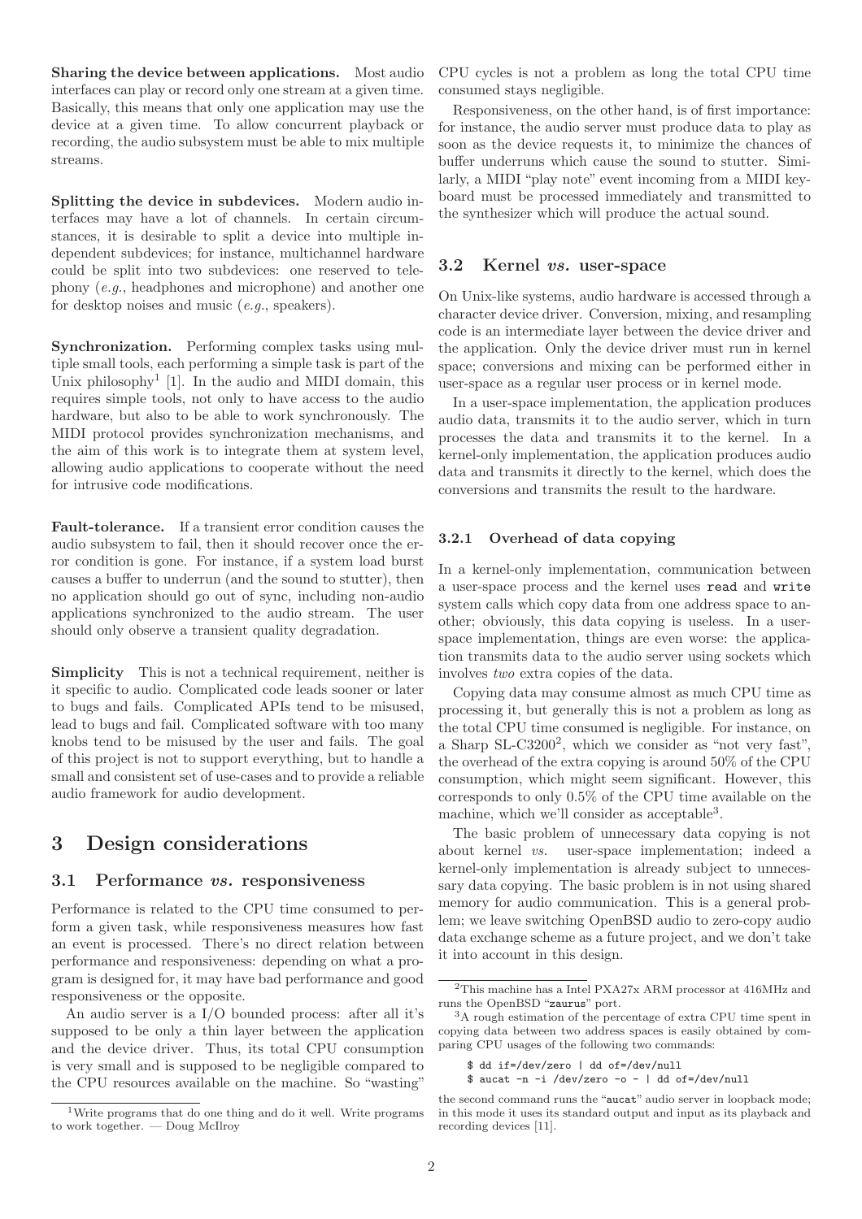**Sharing the device between applications.** Most audio interfaces can play or record only one stream at a given time. Basically, this means that only one application may use the device at a given time. To allow concurrent playback or recording, the audio subsystem must be able to mix multiple streams.

**Splitting the device in subdevices.** Modern audio interfaces may have a lot of channels. In certain circumstances, it is desirable to split a device into multiple independent subdevices; for instance, multichannel hardware could be split into two subdevices: one reserved to telephony (*e.g.*, headphones and microphone) and another one for desktop noises and music (*e.g.*, speakers).

**Synchronization.** Performing complex tasks using multiple small tools, each performing a simple task is part of the Unix philosophy[1] [1]. In the audio and MIDI domain, this requires simple tools, not only to have access to the audio hardware, but also to be able to work synchronously. The MIDI protocol provides synchronization mechanisms, and the aim of this work is to integrate them at system level, allowing audio applications to cooperate without the need for intrusive code modifications.

**Fault-tolerance.** If a transient error condition causes the audio subsystem to fail, then it should recover once the error condition is gone. For instance, if a system load burst causes a buffer to underrun (and the sound to stutter), then no application should go out of sync, including non-audio applications synchronized to the audio stream. The user should only observe a transient quality degradation.

**Simplicity** This is not a technical requirement, neither is it specific to audio. Complicated code leads sooner or later to bugs and fails. Complicated APIs tend to be misused, lead to bugs and fail. Complicated software with too many knobs tend to be misused by the user and fails. The goal of this project is not to support everything, but to handle a small and consistent set of use-cases and to provide a reliable audio framework for audio development.

# 3 Design considerations

## 3.1 Performance *vs.* responsiveness

Performance is related to the CPU time consumed to perform a given task, while responsiveness measures how fast an event is processed. There's no direct relation between performance and responsiveness: depending on what a program is designed for, it may have bad performance and good responsiveness or the opposite.

An audio server is a I/O bounded process: after all it's supposed to be only a thin layer between the application and the device driver. Thus, its total CPU consumption is very small and is supposed to be negligible compared to the CPU resources available on the machine. So "wasting" CPU cycles is not a problem as long the total CPU time consumed stays negligible.

Responsiveness, on the other hand, is of first importance: for instance, the audio server must produce data to play as soon as the device requests it, to minimize the chances of buffer underruns which cause the sound to stutter. Similarly, a MIDI "play note" event incoming from a MIDI keyboard must be processed immediately and transmitted to the synthesizer which will produce the actual sound.

## 3.2 Kernel *vs.* user-space

On Unix-like systems, audio hardware is accessed through a character device driver. Conversion, mixing, and resampling code is an intermediate layer between the device driver and the application. Only the device driver must run in kernel space; conversions and mixing can be performed either in user-space as a regular user process or in kernel mode.

In a user-space implementation, the application produces audio data, transmits it to the audio server, which in turn processes the data and transmits it to the kernel. In a kernel-only implementation, the application produces audio data and transmits it directly to the kernel, which does the conversions and transmits the result to the hardware.

### 3.2.1 Overhead of data copying

In a kernel-only implementation, communication between a user-space process and the kernel uses `read` and `write` system calls which copy data from one address space to another; obviously, this data copying is useless. In a user-space implementation, things are even worse: the application transmits data to the audio server using sockets which involves *two* extra copies of the data.

Copying data may consume almost as much CPU time as processing it, but generally this is not a problem as long as the total CPU time consumed is negligible. For instance, on a Sharp SL-C3200[2], which we consider as "not very fast", the overhead of the extra copying is around 50% of the CPU consumption, which might seem significant. However, this corresponds to only 0.5% of the CPU time available on the machine, which we'll consider as acceptable[3].

The basic problem of unnecessary data copying is not about kernel *vs.* user-space implementation; indeed a kernel-only implementation is already subject to unnecessary data copying. The basic problem is in not using shared memory for audio communication. This is a general problem; we leave switching OpenBSD audio to zero-copy audio data exchange scheme as a future project, and we don't take it into account in this design.

---

[1] Write programs that do one thing and do it well. Write programs to work together. — Doug McIlroy

[2] This machine has a Intel PXA27x ARM processor at 416MHz and runs the OpenBSD "`zaurus`" port.

[3] A rough estimation of the percentage of extra CPU time spent in copying data between two address spaces is easily obtained by comparing CPU usages of the following two commands:

```
$ dd if=/dev/zero | dd of=/dev/null
$ aucat -n -i /dev/zero -o - | dd of=/dev/null
```

the second command runs the "`aucat`" audio server in loopback mode; in this mode it uses its standard output and input as its playback and recording devices [11].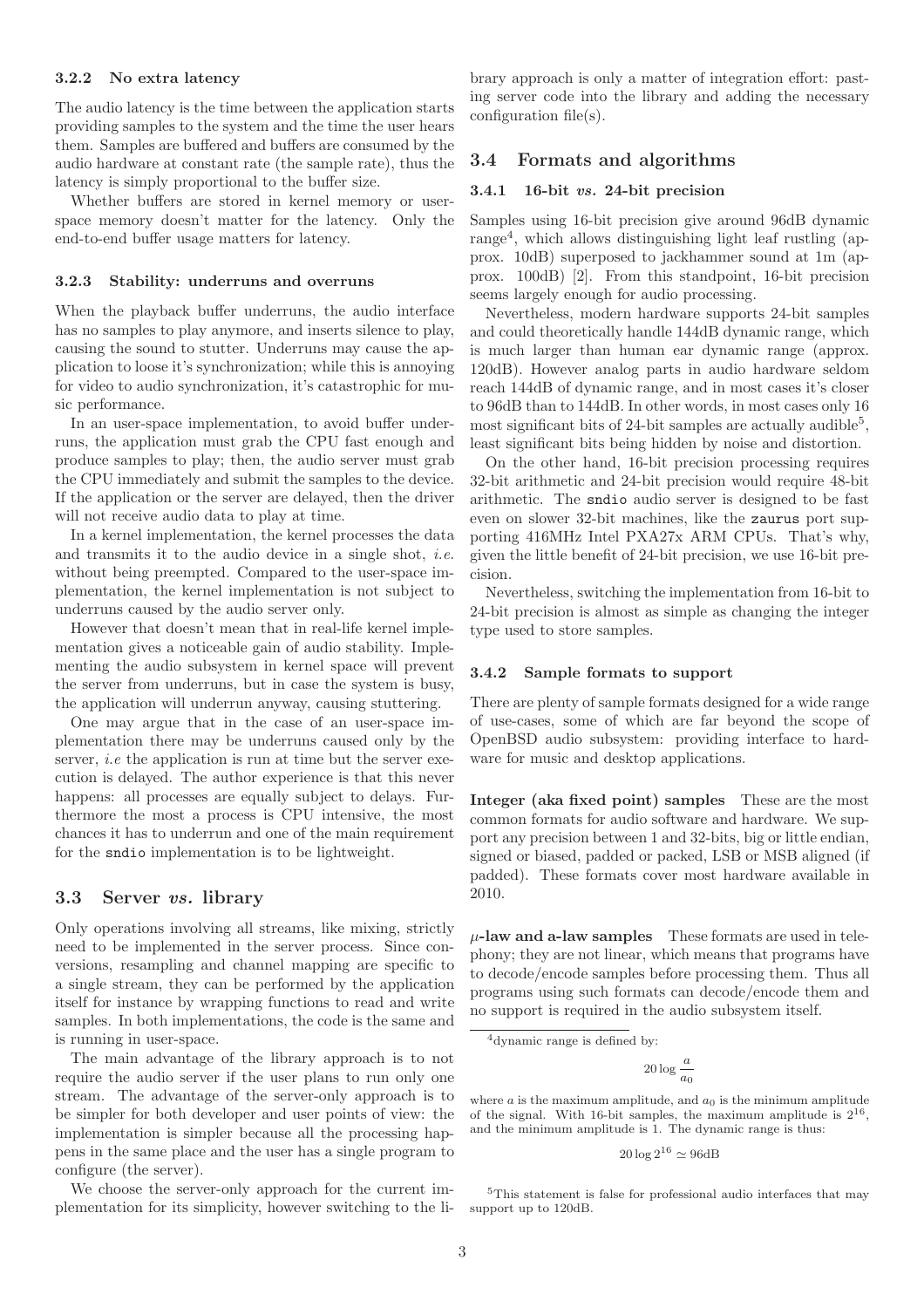### 3.2.2 No extra latency

The audio latency is the time between the application starts providing samples to the system and the time the user hears them. Samples are buffered and buffers are consumed by the audio hardware at constant rate (the sample rate), thus the latency is simply proportional to the buffer size.

Whether buffers are stored in kernel memory or user-space memory doesn't matter for the latency. Only the end-to-end buffer usage matters for latency.

### 3.2.3 Stability: underruns and overruns

When the playback buffer underruns, the audio interface has no samples to play anymore, and inserts silence to play, causing the sound to stutter. Underruns may cause the application to loose it's synchronization; while this is annoying for video to audio synchronization, it's catastrophic for music performance.

In an user-space implementation, to avoid buffer underruns, the application must grab the CPU fast enough and produce samples to play; then, the audio server must grab the CPU immediately and submit the samples to the device. If the application or the server are delayed, then the driver will not receive audio data to play at time.

In a kernel implementation, the kernel processes the data and transmits it to the audio device in a single shot, *i.e.* without being preempted. Compared to the user-space implementation, the kernel implementation is not subject to underruns caused by the audio server only.

However that doesn't mean that in real-life kernel implementation gives a noticeable gain of audio stability. Implementing the audio subsystem in kernel space will prevent the server from underruns, but in case the system is busy, the application will underrun anyway, causing stuttering.

One may argue that in the case of an user-space implementation there may be underruns caused only by the server, *i.e* the application is run at time but the server execution is delayed. The author experience is that this never happens: all processes are equally subject to delays. Furthermore the most a process is CPU intensive, the most chances it has to underrun and one of the main requirement for the `sndio` implementation is to be lightweight.

## 3.3 Server *vs.* library

Only operations involving all streams, like mixing, strictly need to be implemented in the server process. Since conversions, resampling and channel mapping are specific to a single stream, they can be performed by the application itself for instance by wrapping functions to read and write samples. In both implementations, the code is the same and is running in user-space.

The main advantage of the library approach is to not require the audio server if the user plans to run only one stream. The advantage of the server-only approach is to be simpler for both developer and user points of view: the implementation is simpler because all the processing happens in the same place and the user has a single program to configure (the server).

We choose the server-only approach for the current implementation for its simplicity, however switching to the library approach is only a matter of integration effort: pasting server code into the library and adding the necessary configuration file(s).

## 3.4 Formats and algorithms

### 3.4.1 16-bit *vs.* 24-bit precision

Samples using 16-bit precision give around 96dB dynamic range[4], which allows distinguishing light leaf rustling (approx. 10dB) superposed to jackhammer sound at 1m (approx. 100dB) [2]. From this standpoint, 16-bit precision seems largely enough for audio processing.

Nevertheless, modern hardware supports 24-bit samples and could theoretically handle 144dB dynamic range, which is much larger than human ear dynamic range (approx. 120dB). However analog parts in audio hardware seldom reach 144dB of dynamic range, and in most cases it's closer to 96dB than to 144dB. In other words, in most cases only 16 most significant bits of 24-bit samples are actually audible[5], least significant bits being hidden by noise and distortion.

On the other hand, 16-bit precision processing requires 32-bit arithmetic and 24-bit precision would require 48-bit arithmetic. The `sndio` audio server is designed to be fast even on slower 32-bit machines, like the `zaurus` port supporting 416MHz Intel PXA27x ARM CPUs. That's why, given the little benefit of 24-bit precision, we use 16-bit precision.

Nevertheless, switching the implementation from 16-bit to 24-bit precision is almost as simple as changing the integer type used to store samples.

### 3.4.2 Sample formats to support

There are plenty of sample formats designed for a wide range of use-cases, some of which are far beyond the scope of OpenBSD audio subsystem: providing interface to hardware for music and desktop applications.

**Integer (aka fixed point) samples** These are the most common formats for audio software and hardware. We support any precision between 1 and 32-bits, big or little endian, signed or biased, padded or packed, LSB or MSB aligned (if padded). These formats cover most hardware available in 2010.

**$\mu$-law and a-law samples** These formats are used in telephony; they are not linear, which means that programs have to decode/encode samples before processing them. Thus all programs using such formats can decode/encode them and no support is required in the audio subsystem itself.

---

[4] dynamic range is defined by:

$$20 \log \frac{a}{a_0}$$

where $a$ is the maximum amplitude, and $a_0$ is the minimum amplitude of the signal. With 16-bit samples, the maximum amplitude is $2^{16}$, and the minimum amplitude is 1. The dynamic range is thus:

$$20 \log 2^{16} \simeq 96\text{dB}$$

[5] This statement is false for professional audio interfaces that may support up to 120dB.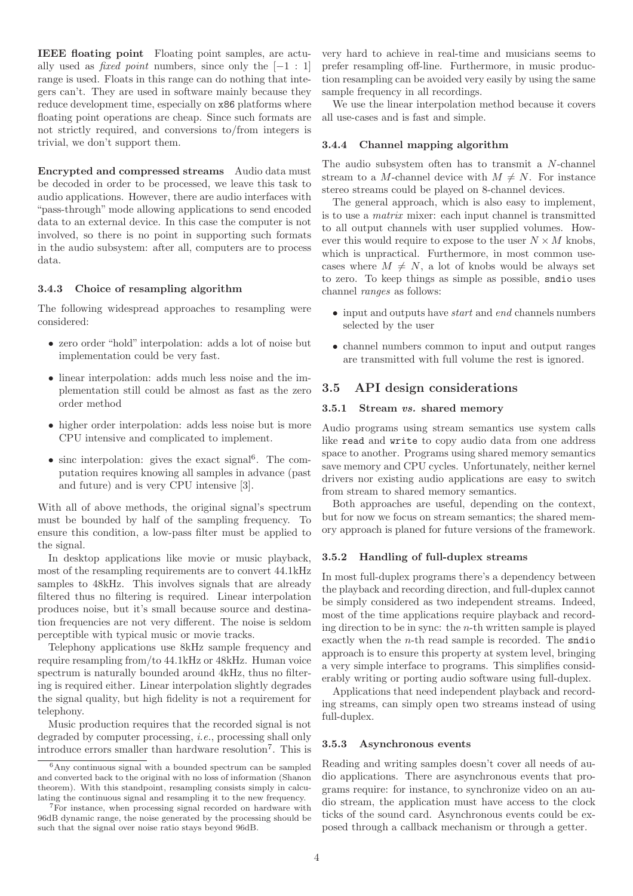**IEEE floating point** Floating point samples, are actually used as *fixed point* numbers, since only the $[-1 : 1]$ range is used. Floats in this range can do nothing that integers can't. They are used in software mainly because they reduce development time, especially on `x86` platforms where floating point operations are cheap. Since such formats are not strictly required, and conversions to/from integers is trivial, we don't support them.

**Encrypted and compressed streams** Audio data must be decoded in order to be processed, we leave this task to audio applications. However, there are audio interfaces with "pass-through" mode allowing applications to send encoded data to an external device. In this case the computer is not involved, so there is no point in supporting such formats in the audio subsystem: after all, computers are to process data.

### 3.4.3 Choice of resampling algorithm

The following widespread approaches to resampling were considered:

- zero order "hold" interpolation: adds a lot of noise but implementation could be very fast.
- linear interpolation: adds much less noise and the implementation still could be almost as fast as the zero order method
- higher order interpolation: adds less noise but is more CPU intensive and complicated to implement.
- sinc interpolation: gives the exact signal[6]. The computation requires knowing all samples in advance (past and future) and is very CPU intensive [3].

With all of above methods, the original signal's spectrum must be bounded by half of the sampling frequency. To ensure this condition, a low-pass filter must be applied to the signal.

In desktop applications like movie or music playback, most of the resampling requirements are to convert 44.1kHz samples to 48kHz. This involves signals that are already filtered thus no filtering is required. Linear interpolation produces noise, but it's small because source and destination frequencies are not very different. The noise is seldom perceptible with typical music or movie tracks.

Telephony applications use 8kHz sample frequency and require resampling from/to 44.1kHz or 48kHz. Human voice spectrum is naturally bounded around 4kHz, thus no filtering is required either. Linear interpolation slightly degrades the signal quality, but high fidelity is not a requirement for telephony.

Music production requires that the recorded signal is not degraded by computer processing, *i.e.*, processing shall only introduce errors smaller than hardware resolution[7]. This is very hard to achieve in real-time and musicians seems to prefer resampling off-line. Furthermore, in music production resampling can be avoided very easily by using the same sample frequency in all recordings.

We use the linear interpolation method because it covers all use-cases and is fast and simple.

[6] Any continuous signal with a bounded spectrum can be sampled and converted back to the original with no loss of information (Shanon theorem). With this standpoint, resampling consists simply in calculating the continuous signal and resampling it to the new frequency.

[7] For instance, when processing signal recorded on hardware with 96dB dynamic range, the noise generated by the processing should be such that the signal over noise ratio stays beyond 96dB.

### 3.4.4 Channel mapping algorithm

The audio subsystem often has to transmit a $N$-channel stream to a $M$-channel device with $M \neq N$. For instance stereo streams could be played on 8-channel devices.

The general approach, which is also easy to implement, is to use a *matrix* mixer: each input channel is transmitted to all output channels with user supplied volumes. However this would require to expose to the user $N \times M$ knobs, which is unpractical. Furthermore, in most common use-cases where $M \neq N$, a lot of knobs would be always set to zero. To keep things as simple as possible, `sndio` uses channel *ranges* as follows:

- input and outputs have *start* and *end* channels numbers selected by the user
- channel numbers common to input and output ranges are transmitted with full volume the rest is ignored.

## 3.5 API design considerations

### 3.5.1 Stream *vs.* shared memory

Audio programs using stream semantics use system calls like `read` and `write` to copy audio data from one address space to another. Programs using shared memory semantics save memory and CPU cycles. Unfortunately, neither kernel drivers nor existing audio applications are easy to switch from stream to shared memory semantics.

Both approaches are useful, depending on the context, but for now we focus on stream semantics; the shared memory approach is planed for future versions of the framework.

### 3.5.2 Handling of full-duplex streams

In most full-duplex programs there's a dependency between the playback and recording direction, and full-duplex cannot be simply considered as two independent streams. Indeed, most of the time applications require playback and recording direction to be in sync: the $n$-th written sample is played exactly when the $n$-th read sample is recorded. The `sndio` approach is to ensure this property at system level, bringing a very simple interface to programs. This simplifies considerably writing or porting audio software using full-duplex.

Applications that need independent playback and recording streams, can simply open two streams instead of using full-duplex.

### 3.5.3 Asynchronous events

Reading and writing samples doesn't cover all needs of audio applications. There are asynchronous events that programs require: for instance, to synchronize video on an audio stream, the application must have access to the clock ticks of the sound card. Asynchronous events could be exposed through a callback mechanism or through a getter.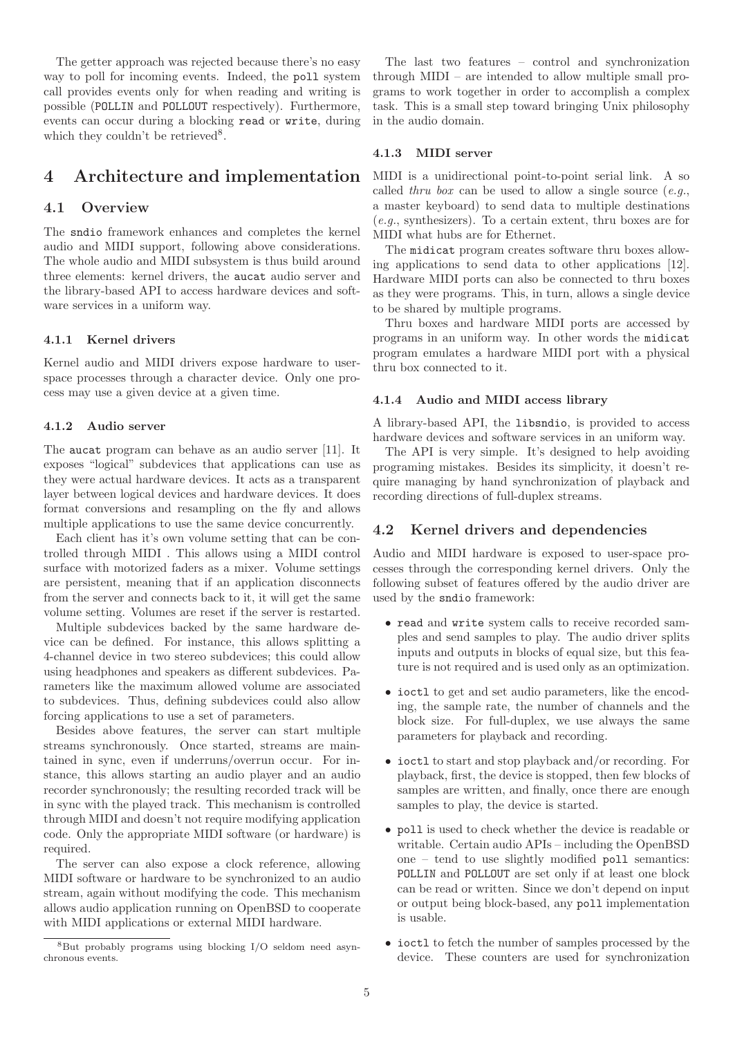The getter approach was rejected because there's no easy way to poll for incoming events. Indeed, the poll system call provides events only for when reading and writing is possible (POLLIN and POLLOUT respectively). Furthermore, events can occur during a blocking read or write, during which they couldn't be retrieved[8].

# 4 Architecture and implementation

## 4.1 Overview

The sndio framework enhances and completes the kernel audio and MIDI support, following above considerations. The whole audio and MIDI subsystem is thus build around three elements: kernel drivers, the aucat audio server and the library-based API to access hardware devices and software services in a uniform way.

### 4.1.1 Kernel drivers

Kernel audio and MIDI drivers expose hardware to user-space processes through a character device. Only one process may use a given device at a given time.

### 4.1.2 Audio server

The aucat program can behave as an audio server [11]. It exposes "logical" subdevices that applications can use as they were actual hardware devices. It acts as a transparent layer between logical devices and hardware devices. It does format conversions and resampling on the fly and allows multiple applications to use the same device concurrently.

Each client has it's own volume setting that can be controlled through MIDI . This allows using a MIDI control surface with motorized faders as a mixer. Volume settings are persistent, meaning that if an application disconnects from the server and connects back to it, it will get the same volume setting. Volumes are reset if the server is restarted.

Multiple subdevices backed by the same hardware device can be defined. For instance, this allows splitting a 4-channel device in two stereo subdevices; this could allow using headphones and speakers as different subdevices. Parameters like the maximum allowed volume are associated to subdevices. Thus, defining subdevices could also allow forcing applications to use a set of parameters.

Besides above features, the server can start multiple streams synchronously. Once started, streams are maintained in sync, even if underruns/overrun occur. For instance, this allows starting an audio player and an audio recorder synchronously; the resulting recorded track will be in sync with the played track. This mechanism is controlled through MIDI and doesn't not require modifying application code. Only the appropriate MIDI software (or hardware) is required.

The server can also expose a clock reference, allowing MIDI software or hardware to be synchronized to an audio stream, again without modifying the code. This mechanism allows audio application running on OpenBSD to cooperate with MIDI applications or external MIDI hardware.

[8] But probably programs using blocking I/O seldom need asynchronous events.

The last two features – control and synchronization through MIDI – are intended to allow multiple small programs to work together in order to accomplish a complex task. This is a small step toward bringing Unix philosophy in the audio domain.

### 4.1.3 MIDI server

MIDI is a unidirectional point-to-point serial link. A so called *thru box* can be used to allow a single source (*e.g.*, a master keyboard) to send data to multiple destinations (*e.g.*, synthesizers). To a certain extent, thru boxes are for MIDI what hubs are for Ethernet.

The midicat program creates software thru boxes allowing applications to send data to other applications [12]. Hardware MIDI ports can also be connected to thru boxes as they were programs. This, in turn, allows a single device to be shared by multiple programs.

Thru boxes and hardware MIDI ports are accessed by programs in an uniform way. In other words the midicat program emulates a hardware MIDI port with a physical thru box connected to it.

### 4.1.4 Audio and MIDI access library

A library-based API, the libsndio, is provided to access hardware devices and software services in an uniform way.

The API is very simple. It's designed to help avoiding programing mistakes. Besides its simplicity, it doesn't require managing by hand synchronization of playback and recording directions of full-duplex streams.

## 4.2 Kernel drivers and dependencies

Audio and MIDI hardware is exposed to user-space processes through the corresponding kernel drivers. Only the following subset of features offered by the audio driver are used by the sndio framework:

- read and write system calls to receive recorded samples and send samples to play. The audio driver splits inputs and outputs in blocks of equal size, but this feature is not required and is used only as an optimization.
- ioctl to get and set audio parameters, like the encoding, the sample rate, the number of channels and the block size. For full-duplex, we use always the same parameters for playback and recording.
- ioctl to start and stop playback and/or recording. For playback, first, the device is stopped, then few blocks of samples are written, and finally, once there are enough samples to play, the device is started.
- poll is used to check whether the device is readable or writable. Certain audio APIs – including the OpenBSD one – tend to use slightly modified poll semantics: POLLIN and POLLOUT are set only if at least one block can be read or written. Since we don't depend on input or output being block-based, any poll implementation is usable.
- ioctl to fetch the number of samples processed by the device. These counters are used for synchronization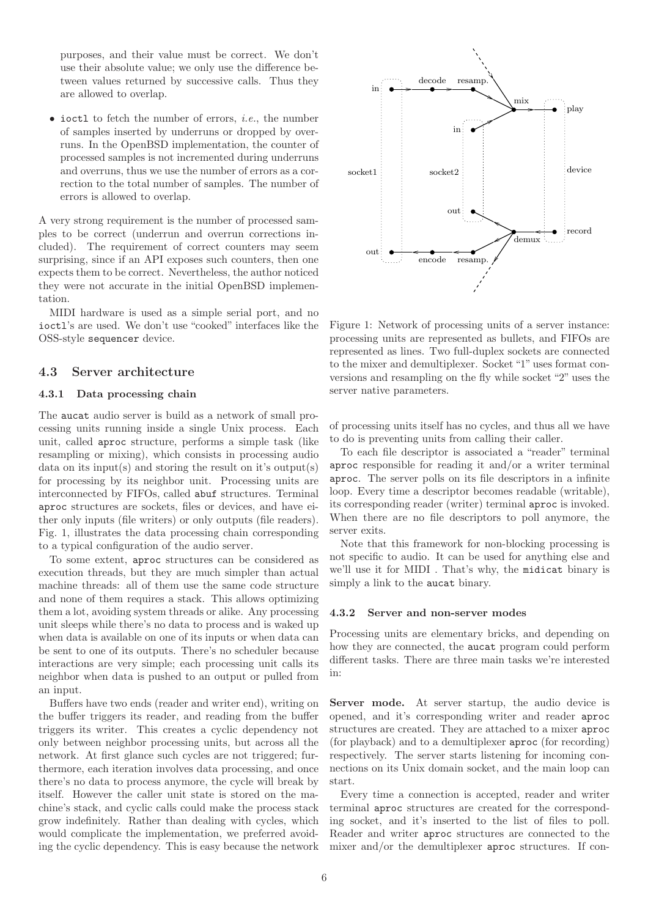purposes, and their value must be correct. We don't use their absolute value; we only use the difference between values returned by successive calls. Thus they are allowed to overlap.

- ioctl to fetch the number of errors, *i.e.*, the number of samples inserted by underruns or dropped by overruns. In the OpenBSD implementation, the counter of processed samples is not incremented during underruns and overruns, thus we use the number of errors as a correction to the total number of samples. The number of errors is allowed to overlap.

A very strong requirement is the number of processed samples to be correct (underrun and overrun corrections included). The requirement of correct counters may seem surprising, since if an API exposes such counters, then one expects them to be correct. Nevertheless, the author noticed they were not accurate in the initial OpenBSD implementation.

MIDI hardware is used as a simple serial port, and no ioctl's are used. We don't use "cooked" interfaces like the OSS-style sequencer device.

### 4.3 Server architecture

#### 4.3.1 Data processing chain

The aucat audio server is build as a network of small processing units running inside a single Unix process. Each unit, called aproc structure, performs a simple task (like resampling or mixing), which consists in processing audio data on its input(s) and storing the result on it's output(s) for processing by its neighbor unit. Processing units are interconnected by FIFOs, called abuf structures. Terminal aproc structures are sockets, files or devices, and have either only inputs (file writers) or only outputs (file readers). Fig. 1, illustrates the data processing chain corresponding to a typical configuration of the audio server.

To some extent, aproc structures can be considered as execution threads, but they are much simpler than actual machine threads: all of them use the same code structure and none of them requires a stack. This allows optimizing them a lot, avoiding system threads or alike. Any processing unit sleeps while there's no data to process and is waked up when data is available on one of its inputs or when data can be sent to one of its outputs. There's no scheduler because interactions are very simple; each processing unit calls its neighbor when data is pushed to an output or pulled from an input.

Buffers have two ends (reader and writer end), writing on the buffer triggers its reader, and reading from the buffer triggers its writer. This creates a cyclic dependency not only between neighbor processing units, but across all the network. At first glance such cycles are not triggered; furthermore, each iteration involves data processing, and once there's no data to process anymore, the cycle will break by itself. However the caller unit state is stored on the machine's stack, and cyclic calls could make the process stack grow indefinitely. Rather than dealing with cycles, which would complicate the implementation, we preferred avoiding the cyclic dependency. This is easy because the network of processing units itself has no cycles, and thus all we have to do is preventing units from calling their caller.

Figure 1: Network of processing units of a server instance: processing units are represented as bullets, and FIFOs are represented as lines. Two full-duplex sockets are connected to the mixer and demultiplexer. Socket "1" uses format conversions and resampling on the fly while socket "2" uses the server native parameters.

To each file descriptor is associated a "reader" terminal aproc responsible for reading it and/or a writer terminal aproc. The server polls on its file descriptors in a infinite loop. Every time a descriptor becomes readable (writable), its corresponding reader (writer) terminal aproc is invoked. When there are no file descriptors to poll anymore, the server exits.

Note that this framework for non-blocking processing is not specific to audio. It can be used for anything else and we'll use it for MIDI . That's why, the midicat binary is simply a link to the aucat binary.

#### 4.3.2 Server and non-server modes

Processing units are elementary bricks, and depending on how they are connected, the aucat program could perform different tasks. There are three main tasks we're interested in:

**Server mode.** At server startup, the audio device is opened, and it's corresponding writer and reader aproc structures are created. They are attached to a mixer aproc (for playback) and to a demultiplexer aproc (for recording) respectively. The server starts listening for incoming connections on its Unix domain socket, and the main loop can start.

Every time a connection is accepted, reader and writer terminal aproc structures are created for the corresponding socket, and it's inserted to the list of files to poll. Reader and writer aproc structures are connected to the mixer and/or the demultiplexer aproc structures. If con-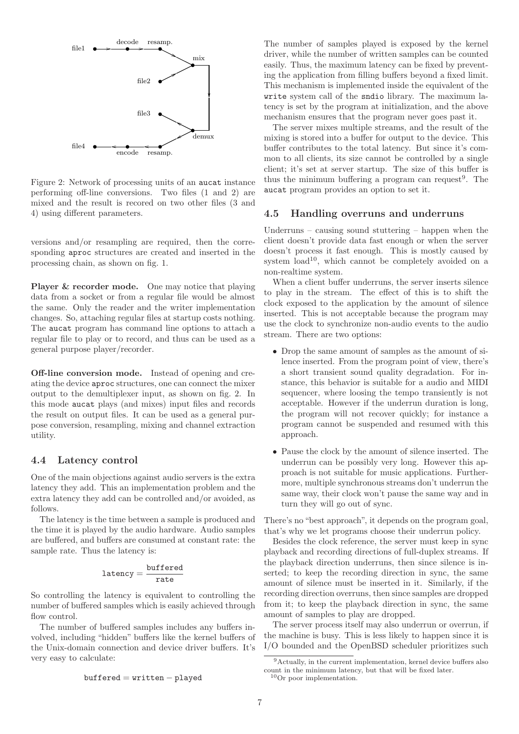Figure 2: Network of processing units of an aucat instance performing off-line conversions. Two files (1 and 2) are mixed and the result is recored on two other files (3 and 4) using different parameters.

versions and/or resampling are required, then the corresponding aproc structures are created and inserted in the processing chain, as shown on fig. 1.

**Player & recorder mode.** One may notice that playing data from a socket or from a regular file would be almost the same. Only the reader and the writer implementation changes. So, attaching regular files at startup costs nothing. The aucat program has command line options to attach a regular file to play or to record, and thus can be used as a general purpose player/recorder.

**Off-line conversion mode.** Instead of opening and creating the device aproc structures, one can connect the mixer output to the demultiplexer input, as shown on fig. 2. In this mode aucat plays (and mixes) input files and records the result on output files. It can be used as a general purpose conversion, resampling, mixing and channel extraction utility.

## 4.4 Latency control

One of the main objections against audio servers is the extra latency they add. This an implementation problem and the extra latency they add can be controlled and/or avoided, as follows.

The latency is the time between a sample is produced and the time it is played by the audio hardware. Audio samples are buffered, and buffers are consumed at constant rate: the sample rate. Thus the latency is:

$$\texttt{latency} = \frac{\texttt{buffered}}{\texttt{rate}}$$

So controlling the latency is equivalent to controlling the number of buffered samples which is easily achieved through flow control.

The number of buffered samples includes any buffers involved, including "hidden" buffers like the kernel buffers of the Unix-domain connection and device driver buffers. It's very easy to calculate:

$$\texttt{buffered} = \texttt{written} - \texttt{played}$$

The number of samples played is exposed by the kernel driver, while the number of written samples can be counted easily. Thus, the maximum latency can be fixed by preventing the application from filling buffers beyond a fixed limit. This mechanism is implemented inside the equivalent of the write system call of the sndio library. The maximum latency is set by the program at initialization, and the above mechanism ensures that the program never goes past it.

The server mixes multiple streams, and the result of the mixing is stored into a buffer for output to the device. This buffer contributes to the total latency. But since it's common to all clients, its size cannot be controlled by a single client; it's set at server startup. The size of this buffer is thus the minimum buffering a program can request[9]. The aucat program provides an option to set it.

## 4.5 Handling overruns and underruns

Underruns – causing sound stuttering – happen when the client doesn't provide data fast enough or when the server doesn't process it fast enough. This is mostly caused by system load[10], which cannot be completely avoided on a non-realtime system.

When a client buffer underruns, the server inserts silence to play in the stream. The effect of this is to shift the clock exposed to the application by the amount of silence inserted. This is not acceptable because the program may use the clock to synchronize non-audio events to the audio stream. There are two options:

- Drop the same amount of samples as the amount of silence inserted. From the program point of view, there's a short transient sound quality degradation. For instance, this behavior is suitable for a audio and MIDI sequencer, where loosing the tempo transiently is not acceptable. However if the underrun duration is long, the program will not recover quickly; for instance a program cannot be suspended and resumed with this approach.
- Pause the clock by the amount of silence inserted. The underrun can be possibly very long. However this approach is not suitable for music applications. Furthermore, multiple synchronous streams don't underrun the same way, their clock won't pause the same way and in turn they will go out of sync.

There's no "best approach", it depends on the program goal, that's why we let programs choose their underrun policy.

Besides the clock reference, the server must keep in sync playback and recording directions of full-duplex streams. If the playback direction underruns, then since silence is inserted; to keep the recording direction in sync, the same amount of silence must be inserted in it. Similarly, if the recording direction overruns, then since samples are dropped from it; to keep the playback direction in sync, the same amount of samples to play are dropped.

The server process itself may also underrun or overrun, if the machine is busy. This is less likely to happen since it is I/O bounded and the OpenBSD scheduler prioritizes such

[9] Actually, in the current implementation, kernel device buffers also count in the minimum latency, but that will be fixed later.

[10] Or poor implementation.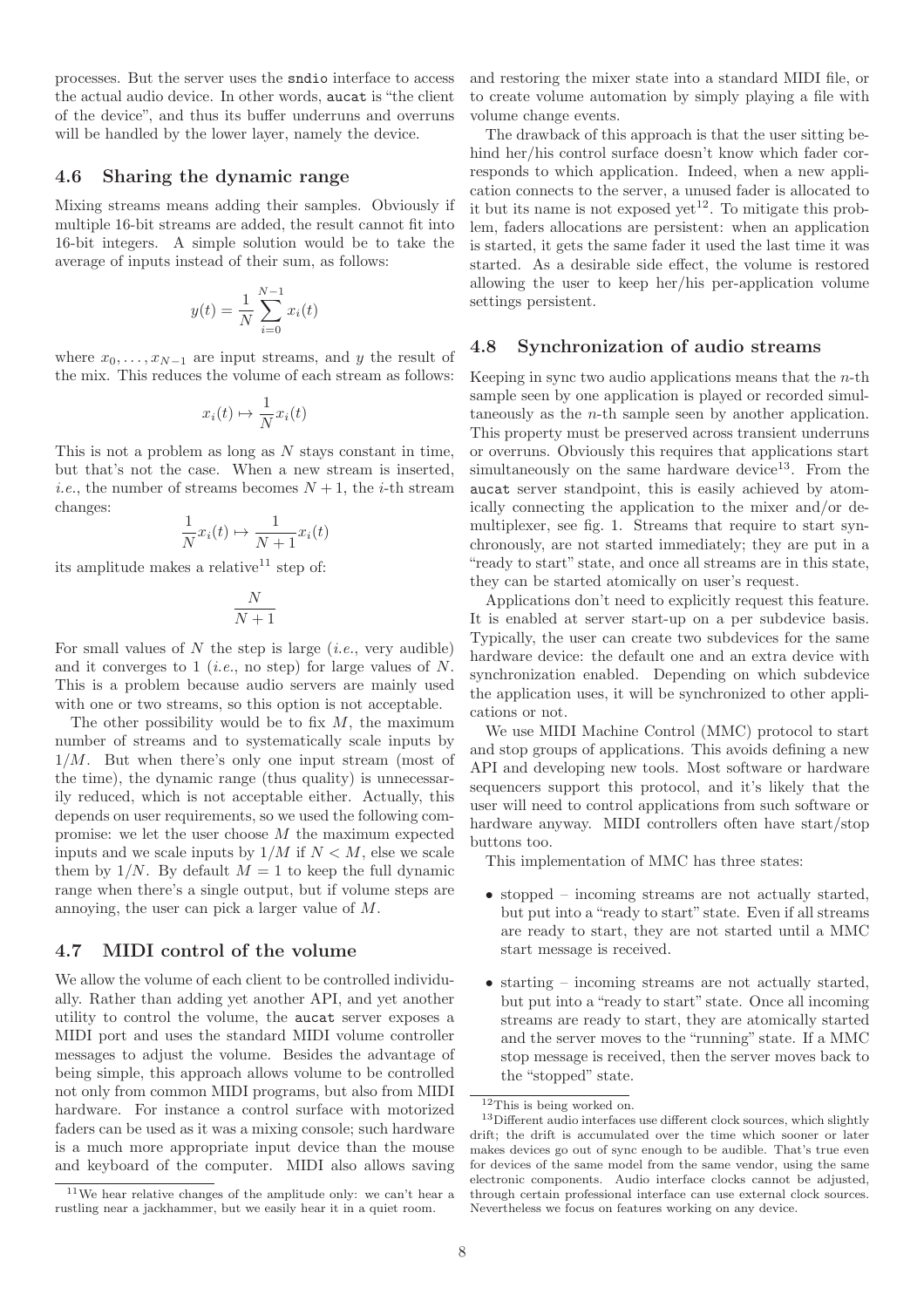processes. But the server uses the sndio interface to access the actual audio device. In other words, aucat is "the client of the device", and thus its buffer underruns and overruns will be handled by the lower layer, namely the device.

### 4.6 Sharing the dynamic range

Mixing streams means adding their samples. Obviously if multiple 16-bit streams are added, the result cannot fit into 16-bit integers. A simple solution would be to take the average of inputs instead of their sum, as follows:

$$y(t) = \frac{1}{N} \sum_{i=0}^{N-1} x_i(t)$$

where $x_0, \ldots, x_{N-1}$ are input streams, and $y$ the result of the mix. This reduces the volume of each stream as follows:

$$x_i(t) \mapsto \frac{1}{N} x_i(t)$$

This is not a problem as long as $N$ stays constant in time, but that's not the case. When a new stream is inserted, *i.e.*, the number of streams becomes $N + 1$, the $i$-th stream changes:

$$\frac{1}{N} x_i(t) \mapsto \frac{1}{N+1} x_i(t)$$

its amplitude makes a relative[11] step of:

$$\frac{N}{N+1}$$

For small values of $N$ the step is large (*i.e.*, very audible) and it converges to 1 (*i.e.*, no step) for large values of $N$. This is a problem because audio servers are mainly used with one or two streams, so this option is not acceptable.

The other possibility would be to fix $M$, the maximum number of streams and to systematically scale inputs by $1/M$. But when there's only one input stream (most of the time), the dynamic range (thus quality) is unnecessarily reduced, which is not acceptable either. Actually, this depends on user requirements, so we used the following compromise: we let the user choose $M$ the maximum expected inputs and we scale inputs by $1/M$ if $N < M$, else we scale them by $1/N$. By default $M = 1$ to keep the full dynamic range when there's a single output, but if volume steps are annoying, the user can pick a larger value of $M$.

### 4.7 MIDI control of the volume

We allow the volume of each client to be controlled individually. Rather than adding yet another API, and yet another utility to control the volume, the aucat server exposes a MIDI port and uses the standard MIDI volume controller messages to adjust the volume. Besides the advantage of being simple, this approach allows volume to be controlled not only from common MIDI programs, but also from MIDI hardware. For instance a control surface with motorized faders can be used as it was a mixing console; such hardware is a much more appropriate input device than the mouse and keyboard of the computer. MIDI also allows saving and restoring the mixer state into a standard MIDI file, or to create volume automation by simply playing a file with volume change events.

The drawback of this approach is that the user sitting behind her/his control surface doesn't know which fader corresponds to which application. Indeed, when a new application connects to the server, a unused fader is allocated to it but its name is not exposed yet[12]. To mitigate this problem, faders allocations are persistent: when an application is started, it gets the same fader it used the last time it was started. As a desirable side effect, the volume is restored allowing the user to keep her/his per-application volume settings persistent.

### 4.8 Synchronization of audio streams

Keeping in sync two audio applications means that the $n$-th sample seen by one application is played or recorded simultaneously as the $n$-th sample seen by another application. This property must be preserved across transient underruns or overruns. Obviously this requires that applications start simultaneously on the same hardware device[13]. From the aucat server standpoint, this is easily achieved by atomically connecting the application to the mixer and/or demultiplexer, see fig. 1. Streams that require to start synchronously, are not started immediately; they are put in a "ready to start" state, and once all streams are in this state, they can be started atomically on user's request.

Applications don't need to explicitly request this feature. It is enabled at server start-up on a per subdevice basis. Typically, the user can create two subdevices for the same hardware device: the default one and an extra device with synchronization enabled. Depending on which subdevice the application uses, it will be synchronized to other applications or not.

We use MIDI Machine Control (MMC) protocol to start and stop groups of applications. This avoids defining a new API and developing new tools. Most software or hardware sequencers support this protocol, and it's likely that the user will need to control applications from such software or hardware anyway. MIDI controllers often have start/stop buttons too.

This implementation of MMC has three states:

- stopped – incoming streams are not actually started, but put into a "ready to start" state. Even if all streams are ready to start, they are not started until a MMC start message is received.
- starting – incoming streams are not actually started, but put into a "ready to start" state. Once all incoming streams are ready to start, they are atomically started and the server moves to the "running" state. If a MMC stop message is received, then the server moves back to the "stopped" state.

[11] We hear relative changes of the amplitude only: we can't hear a rustling near a jackhammer, but we easily hear it in a quiet room.

[12] This is being worked on.

[13] Different audio interfaces use different clock sources, which slightly drift; the drift is accumulated over the time which sooner or later makes devices go out of sync enough to be audible. That's true even for devices of the same model from the same vendor, using the same electronic components. Audio interface clocks cannot be adjusted, through certain professional interface can use external clock sources. Nevertheless we focus on features working on any device.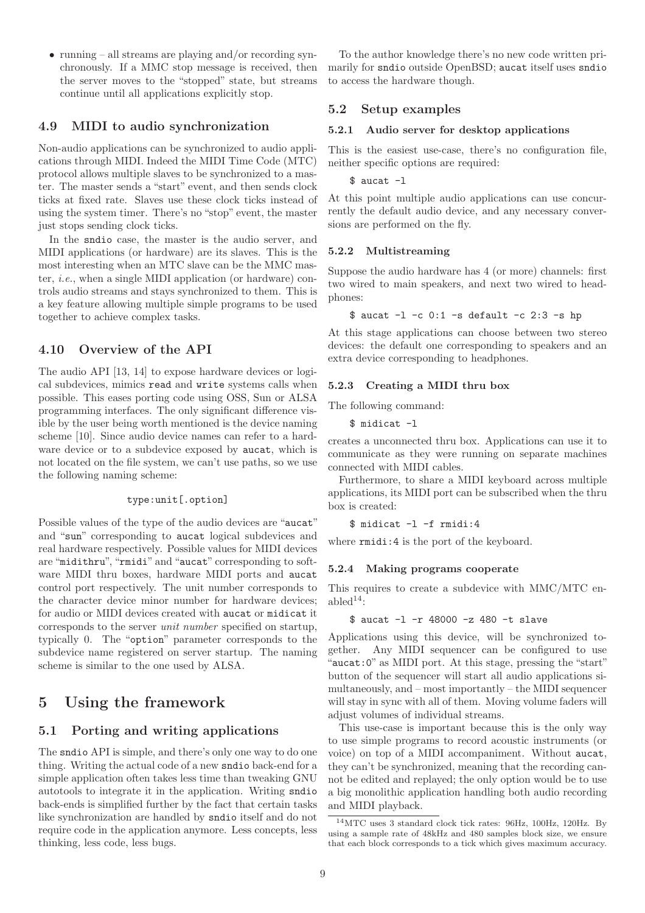- running – all streams are playing and/or recording synchronously. If a MMC stop message is received, then the server moves to the "stopped" state, but streams continue until all applications explicitly stop.

### 4.9 MIDI to audio synchronization

Non-audio applications can be synchronized to audio applications through MIDI. Indeed the MIDI Time Code (MTC) protocol allows multiple slaves to be synchronized to a master. The master sends a "start" event, and then sends clock ticks at fixed rate. Slaves use these clock ticks instead of using the system timer. There's no "stop" event, the master just stops sending clock ticks.

In the `sndio` case, the master is the audio server, and MIDI applications (or hardware) are its slaves. This is the most interesting when an MTC slave can be the MMC master, *i.e.*, when a single MIDI application (or hardware) controls audio streams and stays synchronized to them. This is a key feature allowing multiple simple programs to be used together to achieve complex tasks.

### 4.10 Overview of the API

The audio API [13, 14] to expose hardware devices or logical subdevices, mimics `read` and `write` systems calls when possible. This eases porting code using OSS, Sun or ALSA programming interfaces. The only significant difference visible by the user being worth mentioned is the device naming scheme [10]. Since audio device names can refer to a hardware device or to a subdevice exposed by `aucat`, which is not located on the file system, we can't use paths, so we use the following naming scheme:

```
type:unit[.option]
```

Possible values of the type of the audio devices are "`aucat`" and "`sun`" corresponding to `aucat` logical subdevices and real hardware respectively. Possible values for MIDI devices are "`midithru`", "`rmidi`" and "`aucat`" corresponding to software MIDI thru boxes, hardware MIDI ports and `aucat` control port respectively. The unit number corresponds to the character device minor number for hardware devices; for audio or MIDI devices created with `aucat` or `midicat` it corresponds to the server *unit number* specified on startup, typically 0. The "`option`" parameter corresponds to the subdevice name registered on server startup. The naming scheme is similar to the one used by ALSA.

## 5 Using the framework

### 5.1 Porting and writing applications

The `sndio` API is simple, and there's only one way to do one thing. Writing the actual code of a new `sndio` back-end for a simple application often takes less time than tweaking GNU autotools to integrate it in the application. Writing `sndio` back-ends is simplified further by the fact that certain tasks like synchronization are handled by `sndio` itself and do not require code in the application anymore. Less concepts, less thinking, less code, less bugs.

To the author knowledge there's no new code written primarily for `sndio` outside OpenBSD; `aucat` itself uses `sndio` to access the hardware though.

### 5.2 Setup examples

#### 5.2.1 Audio server for desktop applications

This is the easiest use-case, there's no configuration file, neither specific options are required:

```
$ aucat -l
```

At this point multiple audio applications can use concurrently the default audio device, and any necessary conversions are performed on the fly.

#### 5.2.2 Multistreaming

Suppose the audio hardware has 4 (or more) channels: first two wired to main speakers, and next two wired to headphones:

```
$ aucat -l -c 0:1 -s default -c 2:3 -s hp
```

At this stage applications can choose between two stereo devices: the default one corresponding to speakers and an extra device corresponding to headphones.

#### 5.2.3 Creating a MIDI thru box

The following command:

```
$ midicat -l
```

creates a unconnected thru box. Applications can use it to communicate as they were running on separate machines connected with MIDI cables.

Furthermore, to share a MIDI keyboard across multiple applications, its MIDI port can be subscribed when the thru box is created:

```
$ midicat -l -f rmidi:4
```

where `rmidi:4` is the port of the keyboard.

#### 5.2.4 Making programs cooperate

This requires to create a subdevice with MMC/MTC enabled[14]:

```
$ aucat -l -r 48000 -z 480 -t slave
```

Applications using this device, will be synchronized together. Any MIDI sequencer can be configured to use "`aucat:0`" as MIDI port. At this stage, pressing the "start" button of the sequencer will start all audio applications simultaneously, and – most importantly – the MIDI sequencer will stay in sync with all of them. Moving volume faders will adjust volumes of individual streams.

This use-case is important because this is the only way to use simple programs to record acoustic instruments (or voice) on top of a MIDI accompaniment. Without `aucat`, they can't be synchronized, meaning that the recording cannot be edited and replayed; the only option would be to use a big monolithic application handling both audio recording and MIDI playback.

[14] MTC uses 3 standard clock tick rates: 96Hz, 100Hz, 120Hz. By using a sample rate of 48kHz and 480 samples block size, we ensure that each block corresponds to a tick which gives maximum accuracy.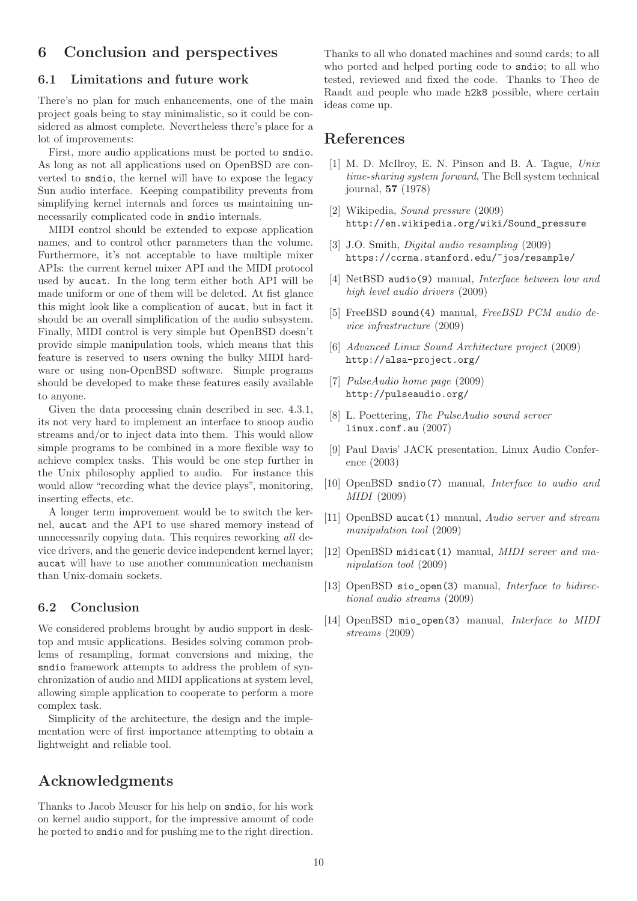## 6 Conclusion and perspectives

### 6.1 Limitations and future work

There's no plan for much enhancements, one of the main project goals being to stay minimalistic, so it could be considered as almost complete. Nevertheless there's place for a lot of improvements:

First, more audio applications must be ported to sndio. As long as not all applications used on OpenBSD are converted to sndio, the kernel will have to expose the legacy Sun audio interface. Keeping compatibility prevents from simplifying kernel internals and forces us maintaining unnecessarily complicated code in sndio internals.

MIDI control should be extended to expose application names, and to control other parameters than the volume. Furthermore, it's not acceptable to have multiple mixer APIs: the current kernel mixer API and the MIDI protocol used by aucat. In the long term either both API will be made uniform or one of them will be deleted. At fist glance this might look like a complication of aucat, but in fact it should be an overall simplification of the audio subsystem. Finally, MIDI control is very simple but OpenBSD doesn't provide simple manipulation tools, which means that this feature is reserved to users owning the bulky MIDI hardware or using non-OpenBSD software. Simple programs should be developed to make these features easily available to anyone.

Given the data processing chain described in sec. 4.3.1, its not very hard to implement an interface to snoop audio streams and/or to inject data into them. This would allow simple programs to be combined in a more flexible way to achieve complex tasks. This would be one step further in the Unix philosophy applied to audio. For instance this would allow "recording what the device plays", monitoring, inserting effects, etc.

A longer term improvement would be to switch the kernel, aucat and the API to use shared memory instead of unnecessarily copying data. This requires reworking *all* device drivers, and the generic device independent kernel layer; aucat will have to use another communication mechanism than Unix-domain sockets.

### 6.2 Conclusion

We considered problems brought by audio support in desktop and music applications. Besides solving common problems of resampling, format conversions and mixing, the sndio framework attempts to address the problem of synchronization of audio and MIDI applications at system level, allowing simple application to cooperate to perform a more complex task.

Simplicity of the architecture, the design and the implementation were of first importance attempting to obtain a lightweight and reliable tool.

## Acknowledgments

Thanks to Jacob Meuser for his help on sndio, for his work on kernel audio support, for the impressive amount of code he ported to sndio and for pushing me to the right direction.

Thanks to all who donated machines and sound cards; to all who ported and helped porting code to sndio; to all who tested, reviewed and fixed the code. Thanks to Theo de Raadt and people who made h2k8 possible, where certain ideas come up.

## References

[1] M. D. McIlroy, E. N. Pinson and B. A. Tague, *Unix time-sharing system forward*, The Bell system technical journal, **57** (1978)

[2] Wikipedia, *Sound pressure* (2009) http://en.wikipedia.org/wiki/Sound_pressure

[3] J.O. Smith, *Digital audio resampling* (2009) https://ccrma.stanford.edu/~jos/resample/

[4] NetBSD audio(9) manual, *Interface between low and high level audio drivers* (2009)

[5] FreeBSD sound(4) manual, *FreeBSD PCM audio device infrastructure* (2009)

[6] *Advanced Linux Sound Architecture project* (2009) http://alsa-project.org/

[7] *PulseAudio home page* (2009) http://pulseaudio.org/

[8] L. Poettering, *The PulseAudio sound server* linux.conf.au (2007)

[9] Paul Davis' JACK presentation, Linux Audio Conference (2003)

[10] OpenBSD sndio(7) manual, *Interface to audio and MIDI* (2009)

[11] OpenBSD aucat(1) manual, *Audio server and stream manipulation tool* (2009)

[12] OpenBSD midicat(1) manual, *MIDI server and manipulation tool* (2009)

[13] OpenBSD sio_open(3) manual, *Interface to bidirectional audio streams* (2009)

[14] OpenBSD mio_open(3) manual, *Interface to MIDI streams* (2009)